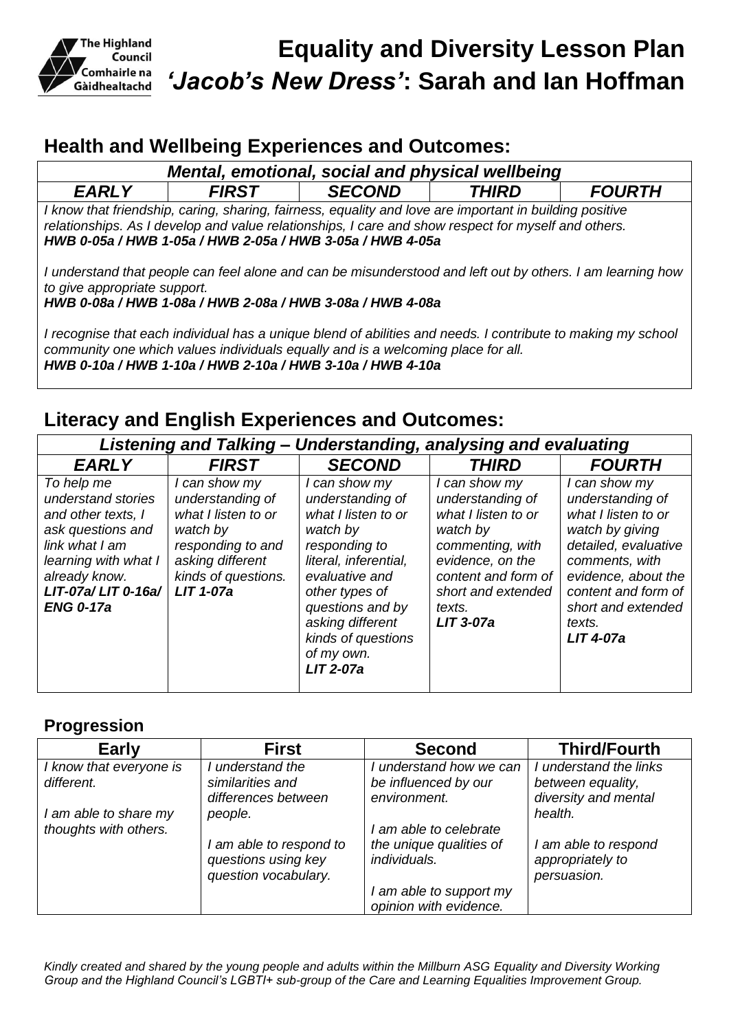The Highland Council
Comhairle na Gàidhealtachd

# Equality and Diversity Lesson Plan
# *'Jacob's New Dress'*: Sarah and Ian Hoffman

## Health and Wellbeing Experiences and Outcomes:

| *Mental, emotional, social and physical wellbeing* | | | | |
|---|---|---|---|---|
| ***EARLY*** | ***FIRST*** | ***SECOND*** | ***THIRD*** | ***FOURTH*** |

*I know that friendship, caring, sharing, fairness, equality and love are important in building positive relationships. As I develop and value relationships, I care and show respect for myself and others.*
***HWB 0-05a / HWB 1-05a / HWB 2-05a / HWB 3-05a / HWB 4-05a***

*I understand that people can feel alone and can be misunderstood and left out by others. I am learning how to give appropriate support.*
***HWB 0-08a / HWB 1-08a / HWB 2-08a / HWB 3-08a / HWB 4-08a***

*I recognise that each individual has a unique blend of abilities and needs. I contribute to making my school community one which values individuals equally and is a welcoming place for all.*
***HWB 0-10a / HWB 1-10a / HWB 2-10a / HWB 3-10a / HWB 4-10a***

## Literacy and English Experiences and Outcomes:

| *Listening and Talking – Understanding, analysing and evaluating* | | | | |
|---|---|---|---|---|
| ***EARLY*** | ***FIRST*** | ***SECOND*** | ***THIRD*** | ***FOURTH*** |
| *To help me understand stories and other texts, I ask questions and link what I am learning with what I already know.* ***LIT-07a/ LIT 0-16a/ ENG 0-17a*** | *I can show my understanding of what I listen to or watch by responding to and asking different kinds of questions.* ***LIT 1-07a*** | *I can show my understanding of what I listen to or watch by responding to literal, inferential, evaluative and other types of questions and by asking different kinds of questions of my own.* ***LIT 2-07a*** | *I can show my understanding of what I listen to or watch by commenting, with evidence, on the content and form of short and extended texts.* ***LIT 3-07a*** | *I can show my understanding of what I listen to or watch by giving detailed, evaluative comments, with evidence, about the content and form of short and extended texts.* ***LIT 4-07a*** |

### Progression

| Early | First | Second | Third/Fourth |
|---|---|---|---|
| *I know that everyone is different.*<br><br>*I am able to share my thoughts with others.* | *I understand the similarities and differences between people.*<br><br>*I am able to respond to questions using key question vocabulary.* | *I understand how we can be influenced by our environment.*<br><br>*I am able to celebrate the unique qualities of individuals.*<br><br>*I am able to support my opinion with evidence.* | *I understand the links between equality, diversity and mental health.*<br><br>*I am able to respond appropriately to persuasion.* |

*Kindly created and shared by the young people and adults within the Millburn ASG Equality and Diversity Working Group and the Highland Council's LGBTI+ sub-group of the Care and Learning Equalities Improvement Group.*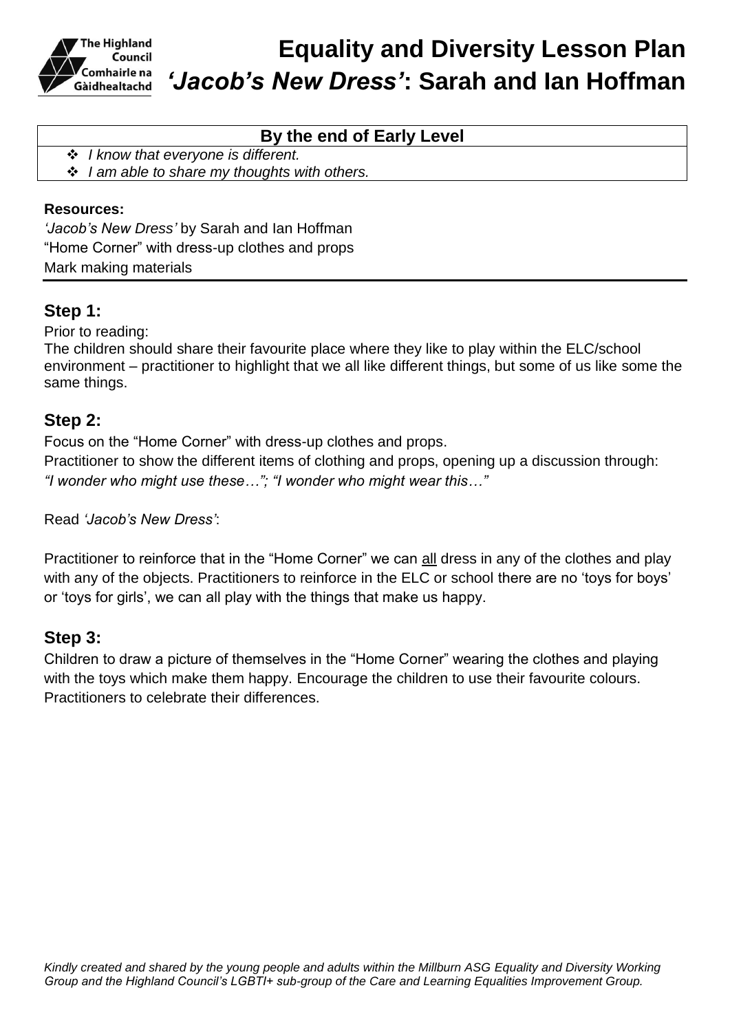# Equality and Diversity Lesson Plan
# *'Jacob's New Dress'*: Sarah and Ian Hoffman

| By the end of Early Level |
| --- |
| ❖ *I know that everyone is different.*<br>❖ *I am able to share my thoughts with others.* |

**Resources:**

*'Jacob's New Dress'* by Sarah and Ian Hoffman
"Home Corner" with dress-up clothes and props
Mark making materials

## Step 1:

Prior to reading:
The children should share their favourite place where they like to play within the ELC/school environment – practitioner to highlight that we all like different things, but some of us like some the same things.

## Step 2:

Focus on the "Home Corner" with dress-up clothes and props.
Practitioner to show the different items of clothing and props, opening up a discussion through:
*"I wonder who might use these…"; "I wonder who might wear this…"*

Read *'Jacob's New Dress'*:

Practitioner to reinforce that in the "Home Corner" we can <u>all</u> dress in any of the clothes and play with any of the objects. Practitioners to reinforce in the ELC or school there are no 'toys for boys' or 'toys for girls', we can all play with the things that make us happy.

## Step 3:

Children to draw a picture of themselves in the "Home Corner" wearing the clothes and playing with the toys which make them happy. Encourage the children to use their favourite colours. Practitioners to celebrate their differences.

*Kindly created and shared by the young people and adults within the Millburn ASG Equality and Diversity Working Group and the Highland Council's LGBTI+ sub-group of the Care and Learning Equalities Improvement Group.*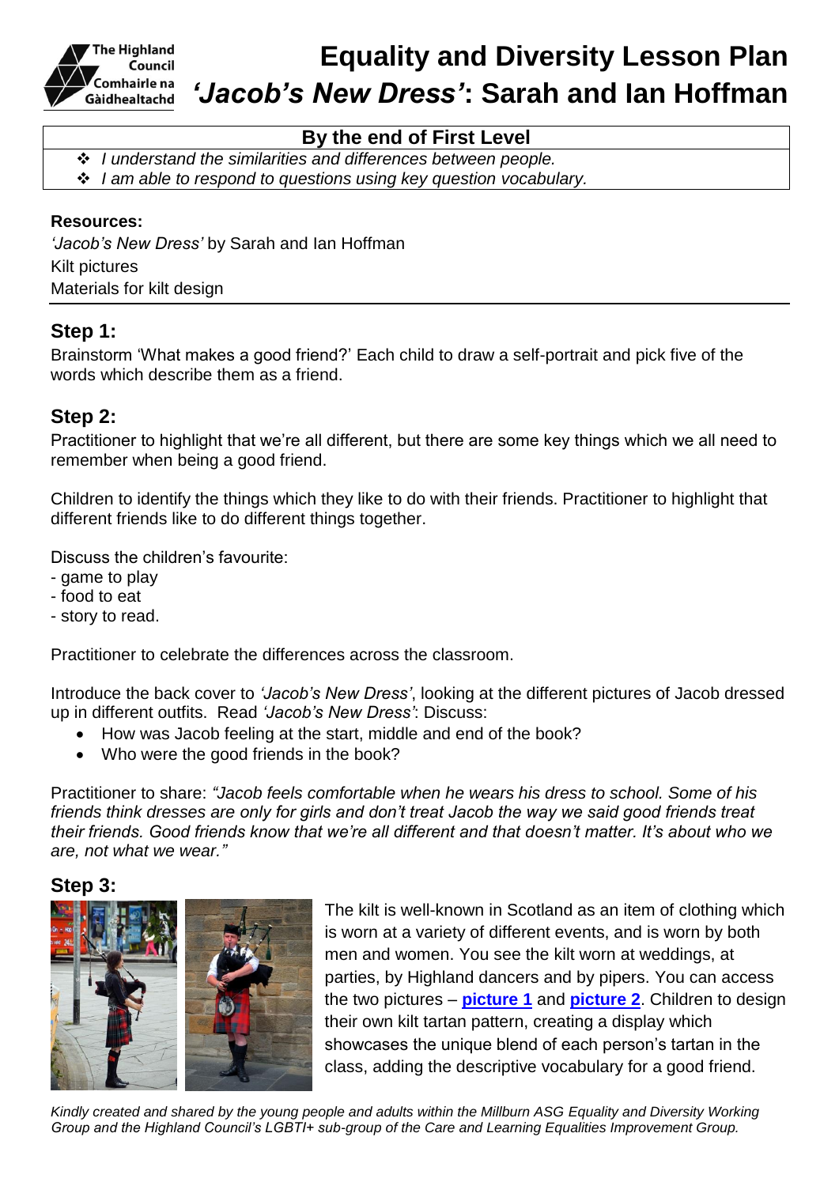# Equality and Diversity Lesson Plan
# *'Jacob's New Dress'*: Sarah and Ian Hoffman

**By the end of First Level**

- *I understand the similarities and differences between people.*
- *I am able to respond to questions using key question vocabulary.*

**Resources:**
*'Jacob's New Dress'* by Sarah and Ian Hoffman
Kilt pictures
Materials for kilt design

## Step 1:

Brainstorm 'What makes a good friend?' Each child to draw a self-portrait and pick five of the words which describe them as a friend.

## Step 2:

Practitioner to highlight that we're all different, but there are some key things which we all need to remember when being a good friend.

Children to identify the things which they like to do with their friends. Practitioner to highlight that different friends like to do different things together.

Discuss the children's favourite:
- game to play
- food to eat
- story to read.

Practitioner to celebrate the differences across the classroom.

Introduce the back cover to *'Jacob's New Dress'*, looking at the different pictures of Jacob dressed up in different outfits. Read *'Jacob's New Dress'*: Discuss:

- How was Jacob feeling at the start, middle and end of the book?
- Who were the good friends in the book?

Practitioner to share: *"Jacob feels comfortable when he wears his dress to school. Some of his friends think dresses are only for girls and don't treat Jacob the way we said good friends treat their friends. Good friends know that we're all different and that doesn't matter. It's about who we are, not what we wear."*

## Step 3:

The kilt is well-known in Scotland as an item of clothing which is worn at a variety of different events, and is worn by both men and women. You see the kilt worn at weddings, at parties, by Highland dancers and by pipers. You can access the two pictures – **picture 1** and **picture 2**. Children to design their own kilt tartan pattern, creating a display which showcases the unique blend of each person's tartan in the class, adding the descriptive vocabulary for a good friend.

*Kindly created and shared by the young people and adults within the Millburn ASG Equality and Diversity Working Group and the Highland Council's LGBTI+ sub-group of the Care and Learning Equalities Improvement Group.*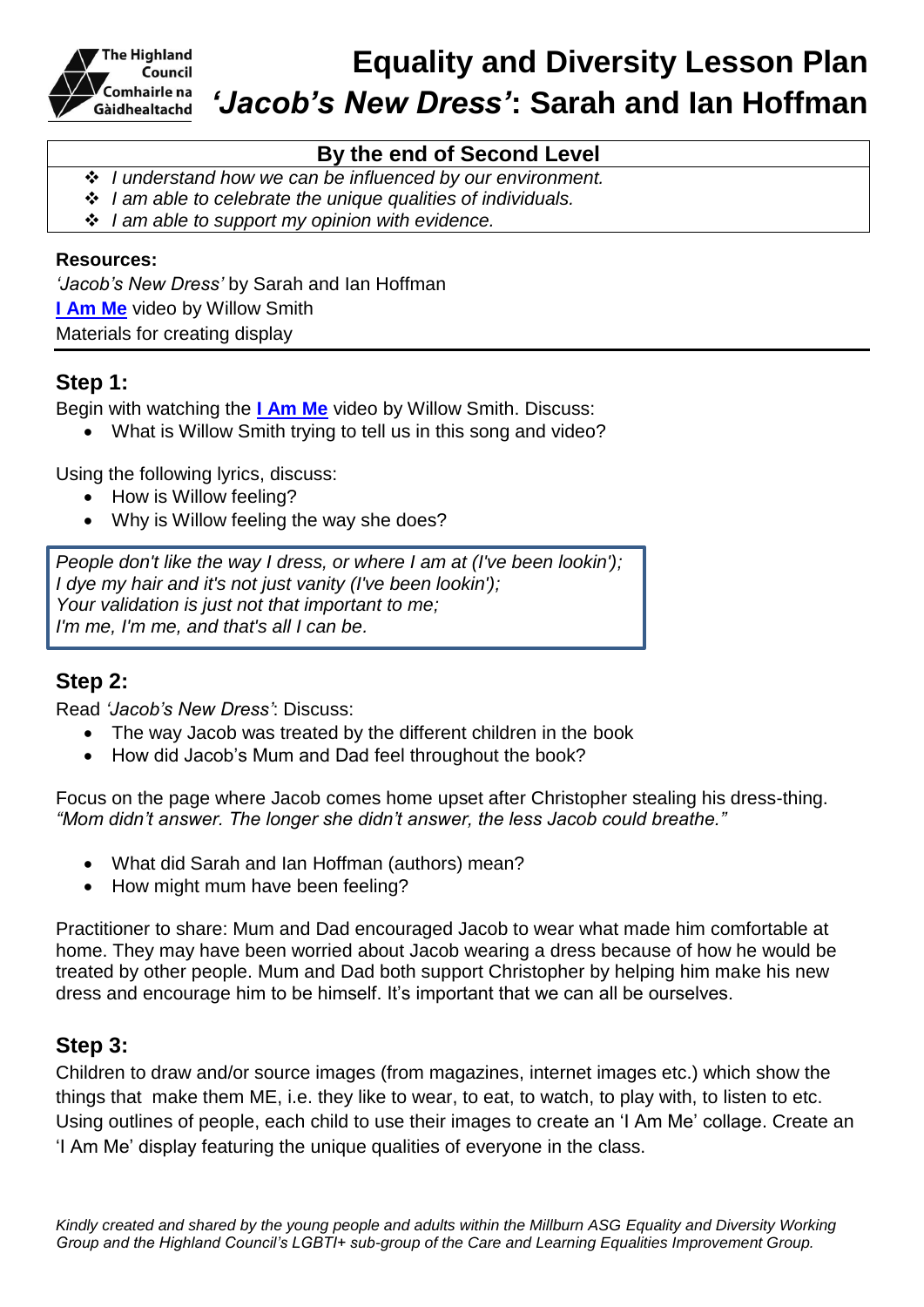The Highland Council
Comhairle na Gàidhealtachd

# Equality and Diversity Lesson Plan
# *'Jacob's New Dress'*: Sarah and Ian Hoffman

| By the end of Second Level |
| --- |
| ❖ *I understand how we can be influenced by our environment.*<br>❖ *I am able to celebrate the unique qualities of individuals.*<br>❖ *I am able to support my opinion with evidence.* |

**Resources:**
*'Jacob's New Dress'* by Sarah and Ian Hoffman
**I Am Me** video by Willow Smith
Materials for creating display

## Step 1:

Begin with watching the **I Am Me** video by Willow Smith. Discuss:

- What is Willow Smith trying to tell us in this song and video?

Using the following lyrics, discuss:

- How is Willow feeling?
- Why is Willow feeling the way she does?

> *People don't like the way I dress, or where I am at (I've been lookin');*
> *I dye my hair and it's not just vanity (I've been lookin');*
> *Your validation is just not that important to me;*
> *I'm me, I'm me, and that's all I can be.*

## Step 2:

Read *'Jacob's New Dress'*: Discuss:

- The way Jacob was treated by the different children in the book
- How did Jacob's Mum and Dad feel throughout the book?

Focus on the page where Jacob comes home upset after Christopher stealing his dress-thing.
*"Mom didn't answer. The longer she didn't answer, the less Jacob could breathe."*

- What did Sarah and Ian Hoffman (authors) mean?
- How might mum have been feeling?

Practitioner to share: Mum and Dad encouraged Jacob to wear what made him comfortable at home. They may have been worried about Jacob wearing a dress because of how he would be treated by other people. Mum and Dad both support Christopher by helping him make his new dress and encourage him to be himself. It's important that we can all be ourselves.

## Step 3:

Children to draw and/or source images (from magazines, internet images etc.) which show the things that make them ME, i.e. they like to wear, to eat, to watch, to play with, to listen to etc. Using outlines of people, each child to use their images to create an 'I Am Me' collage. Create an 'I Am Me' display featuring the unique qualities of everyone in the class.

*Kindly created and shared by the young people and adults within the Millburn ASG Equality and Diversity Working Group and the Highland Council's LGBTI+ sub-group of the Care and Learning Equalities Improvement Group.*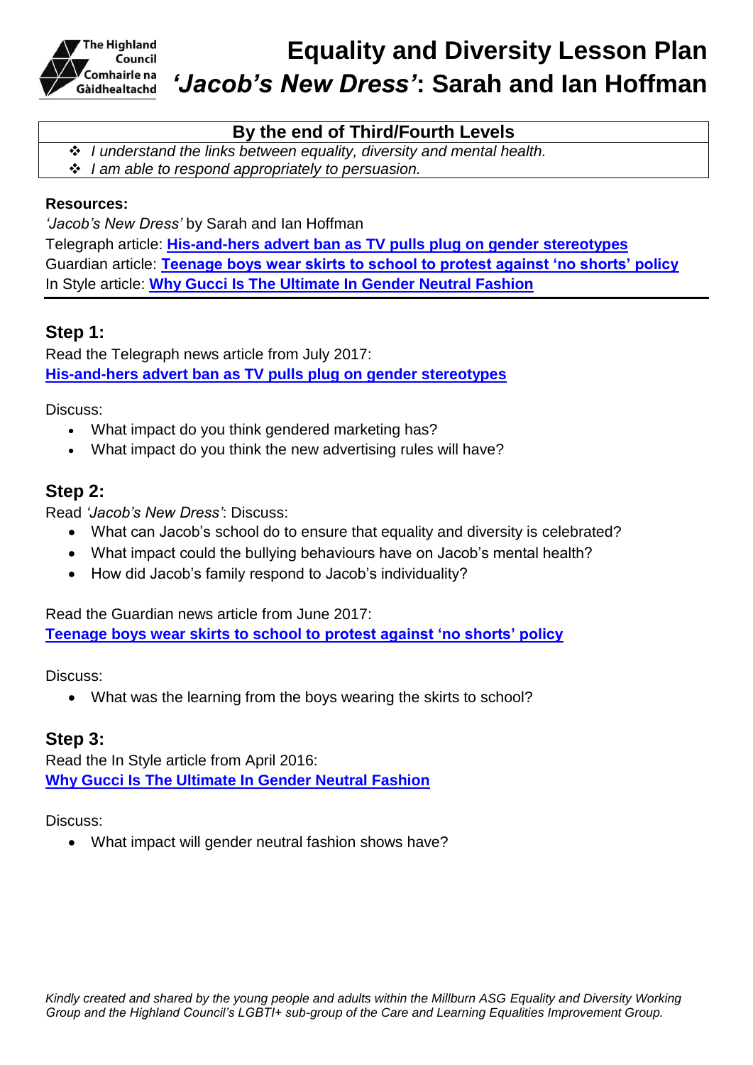The Highland Council
Comhairle na Gàidhealtachd

# Equality and Diversity Lesson Plan
# *'Jacob's New Dress'*: Sarah and Ian Hoffman

| By the end of Third/Fourth Levels |
| --- |
| ❖ *I understand the links between equality, diversity and mental health.* <br> ❖ *I am able to respond appropriately to persuasion.* |

**Resources:**
*'Jacob's New Dress'* by Sarah and Ian Hoffman
Telegraph article: **His-and-hers advert ban as TV pulls plug on gender stereotypes**
Guardian article: **Teenage boys wear skirts to school to protest against 'no shorts' policy**
In Style article: **Why Gucci Is The Ultimate In Gender Neutral Fashion**

## Step 1:

Read the Telegraph news article from July 2017:
**His-and-hers advert ban as TV pulls plug on gender stereotypes**

Discuss:

- What impact do you think gendered marketing has?
- What impact do you think the new advertising rules will have?

## Step 2:

Read *'Jacob's New Dress'*: Discuss:

- What can Jacob's school do to ensure that equality and diversity is celebrated?
- What impact could the bullying behaviours have on Jacob's mental health?
- How did Jacob's family respond to Jacob's individuality?

Read the Guardian news article from June 2017:
**Teenage boys wear skirts to school to protest against 'no shorts' policy**

Discuss:

- What was the learning from the boys wearing the skirts to school?

## Step 3:

Read the In Style article from April 2016:
**Why Gucci Is The Ultimate In Gender Neutral Fashion**

Discuss:

- What impact will gender neutral fashion shows have?

*Kindly created and shared by the young people and adults within the Millburn ASG Equality and Diversity Working Group and the Highland Council's LGBTI+ sub-group of the Care and Learning Equalities Improvement Group.*